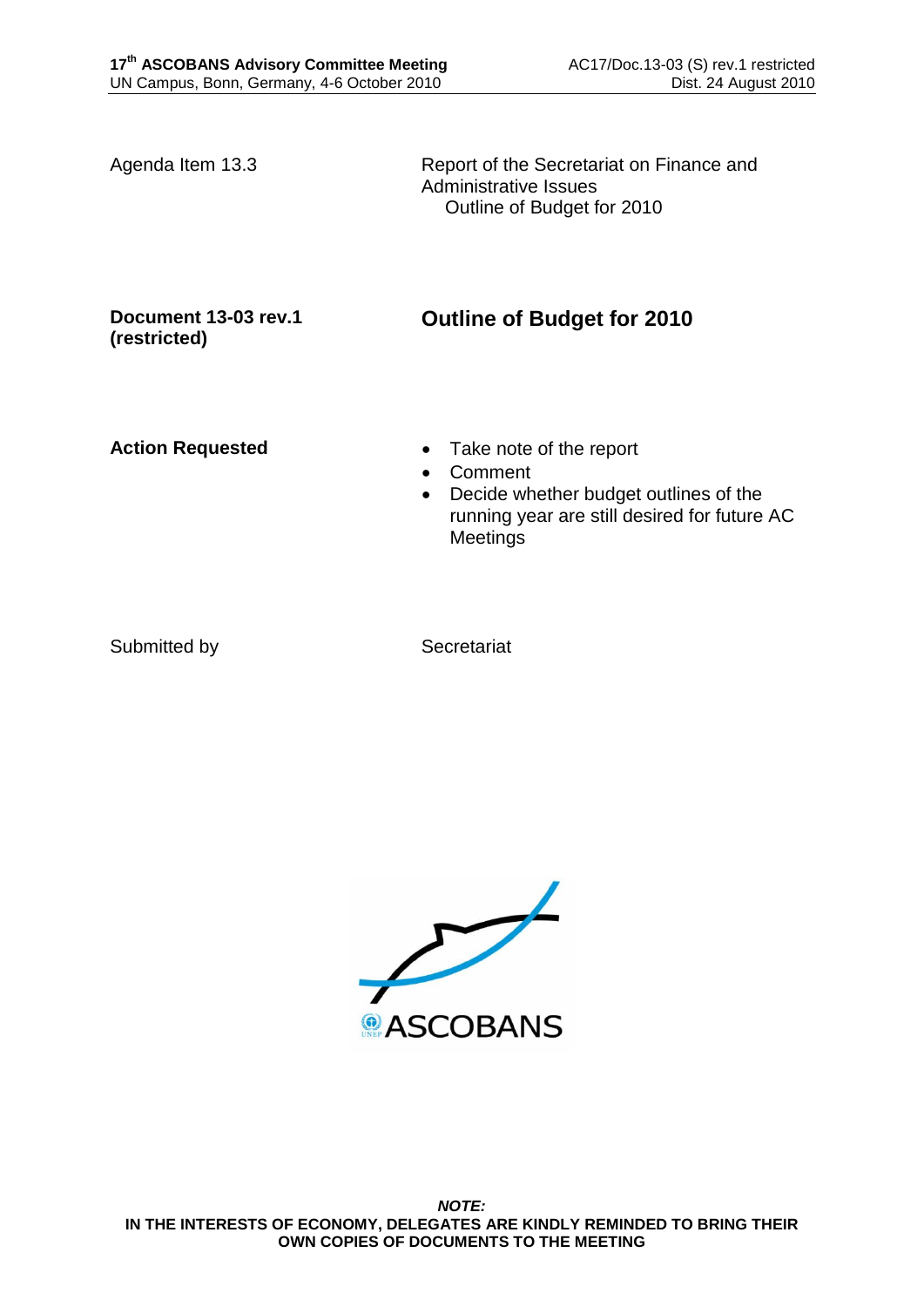Agenda Item 13.3

Report of the Secretariat on Finance and Administrative Issues
Outline of Budget for 2010

**Document 13-03 rev.1 (restricted)**

# Outline of Budget for 2010

**Action Requested**

- Take note of the report
- Comment
- Decide whether budget outlines of the running year are still desired for future AC Meetings

Submitted by

Secretariat

***NOTE:***
**IN THE INTERESTS OF ECONOMY, DELEGATES ARE KINDLY REMINDED TO BRING THEIR OWN COPIES OF DOCUMENTS TO THE MEETING**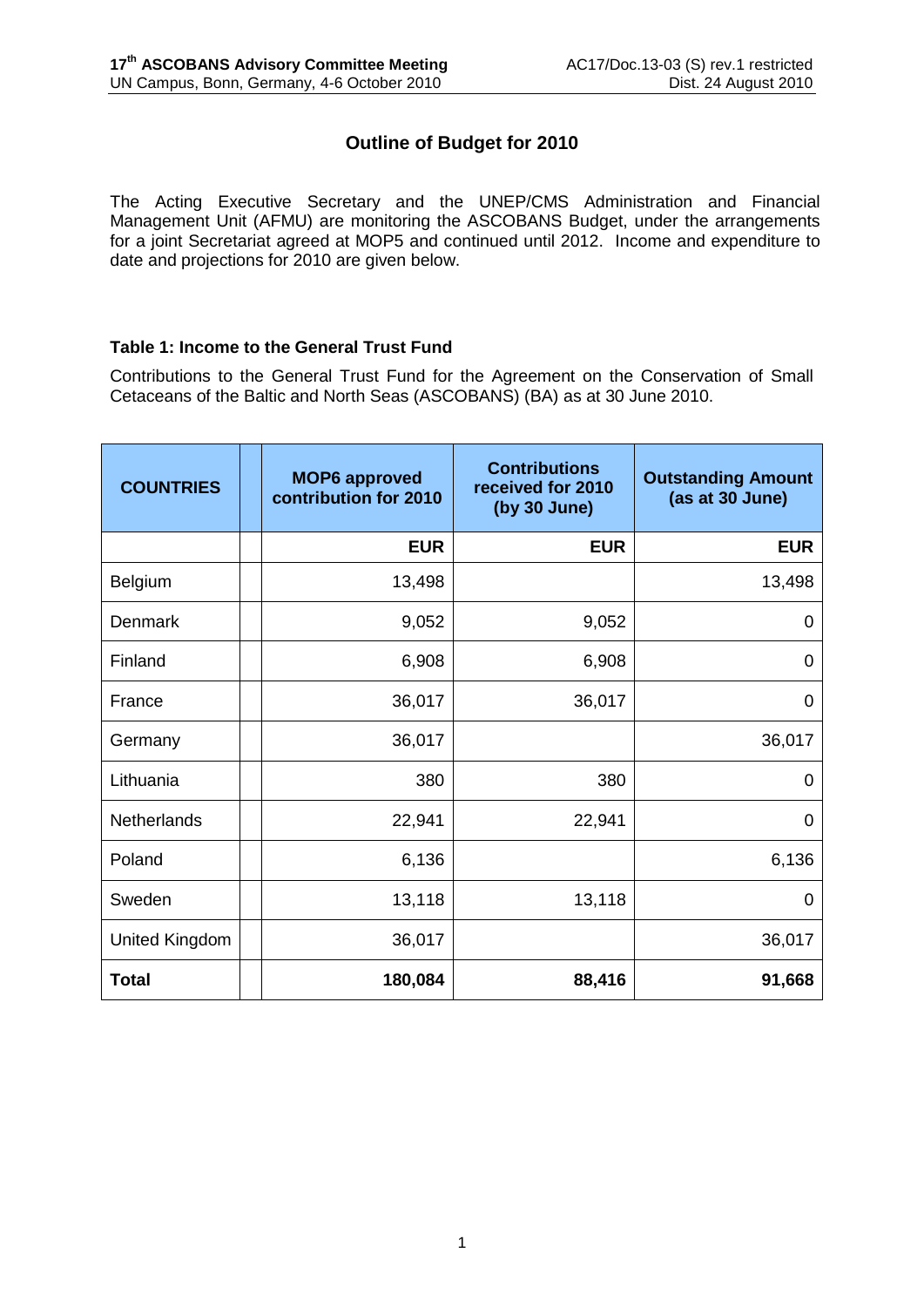# Outline of Budget for 2010

The Acting Executive Secretary and the UNEP/CMS Administration and Financial Management Unit (AFMU) are monitoring the ASCOBANS Budget, under the arrangements for a joint Secretariat agreed at MOP5 and continued until 2012. Income and expenditure to date and projections for 2010 are given below.

**Table 1: Income to the General Trust Fund**

Contributions to the General Trust Fund for the Agreement on the Conservation of Small Cetaceans of the Baltic and North Seas (ASCOBANS) (BA) as at 30 June 2010.

| COUNTRIES | | MOP6 approved contribution for 2010 | Contributions received for 2010 (by 30 June) | Outstanding Amount (as at 30 June) |
|---|---|---|---|---|
| | | EUR | EUR | EUR |
| Belgium | | 13,498 | | 13,498 |
| Denmark | | 9,052 | 9,052 | 0 |
| Finland | | 6,908 | 6,908 | 0 |
| France | | 36,017 | 36,017 | 0 |
| Germany | | 36,017 | | 36,017 |
| Lithuania | | 380 | 380 | 0 |
| Netherlands | | 22,941 | 22,941 | 0 |
| Poland | | 6,136 | | 6,136 |
| Sweden | | 13,118 | 13,118 | 0 |
| United Kingdom | | 36,017 | | 36,017 |
| **Total** | | **180,084** | **88,416** | **91,668** |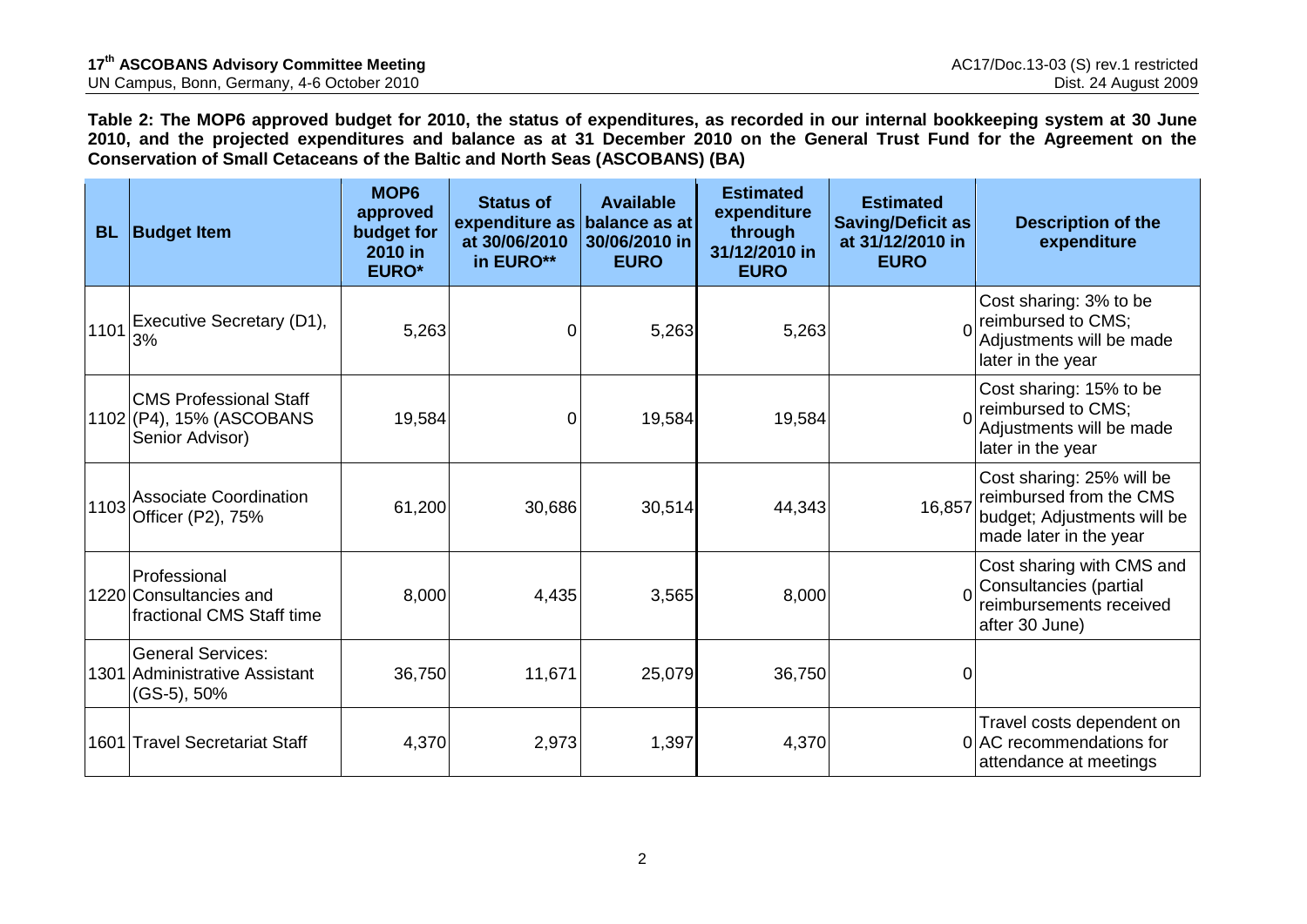**Table 2: The MOP6 approved budget for 2010, the status of expenditures, as recorded in our internal bookkeeping system at 30 June 2010, and the projected expenditures and balance as at 31 December 2010 on the General Trust Fund for the Agreement on the Conservation of Small Cetaceans of the Baltic and North Seas (ASCOBANS) (BA)**

| BL | Budget Item | MOP6 approved budget for 2010 in EURO* | Status of expenditure as at 30/06/2010 in EURO** | Available balance as at 30/06/2010 in EURO | Estimated expenditure through 31/12/2010 in EURO | Estimated Saving/Deficit as at 31/12/2010 in EURO | Description of the expenditure |
|---|---|---|---|---|---|---|---|
| 1101 | Executive Secretary (D1), 3% | 5,263 | 0 | 5,263 | 5,263 | 0 | Cost sharing: 3% to be reimbursed to CMS; Adjustments will be made later in the year |
| 1102 | CMS Professional Staff (P4), 15% (ASCOBANS Senior Advisor) | 19,584 | 0 | 19,584 | 19,584 | 0 | Cost sharing: 15% to be reimbursed to CMS; Adjustments will be made later in the year |
| 1103 | Associate Coordination Officer (P2), 75% | 61,200 | 30,686 | 30,514 | 44,343 | 16,857 | Cost sharing: 25% will be reimbursed from the CMS budget; Adjustments will be made later in the year |
| 1220 | Professional Consultancies and fractional CMS Staff time | 8,000 | 4,435 | 3,565 | 8,000 | 0 | Cost sharing with CMS and Consultancies (partial reimbursements received after 30 June) |
| 1301 | General Services: Administrative Assistant (GS-5), 50% | 36,750 | 11,671 | 25,079 | 36,750 | 0 | |
| 1601 | Travel Secretariat Staff | 4,370 | 2,973 | 1,397 | 4,370 | 0 | Travel costs dependent on AC recommendations for attendance at meetings |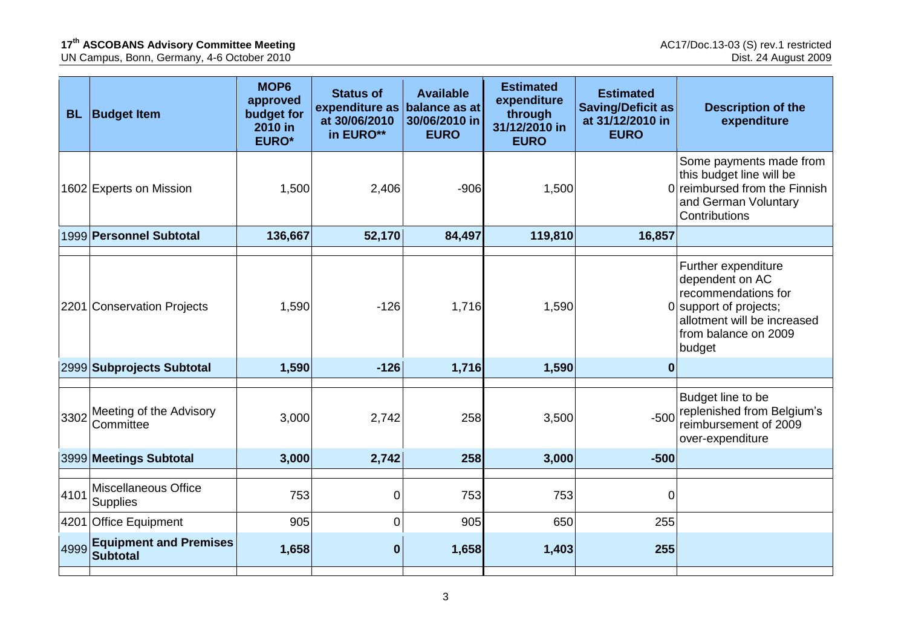| BL | Budget Item | MOP6 approved budget for 2010 in EURO* | Status of expenditure as at 30/06/2010 in EURO** | Available balance as at 30/06/2010 in EURO | Estimated expenditure through 31/12/2010 in EURO | Estimated Saving/Deficit as at 31/12/2010 in EURO | Description of the expenditure |
|---|---|---|---|---|---|---|---|
| 1602 | Experts on Mission | 1,500 | 2,406 | -906 | 1,500 | 0 | Some payments made from this budget line will be reimbursed from the Finnish and German Voluntary Contributions |
| 1999 | **Personnel Subtotal** | **136,667** | **52,170** | **84,497** | **119,810** | **16,857** | |
| | | | | | | | |
| 2201 | Conservation Projects | 1,590 | -126 | 1,716 | 1,590 | 0 | Further expenditure dependent on AC recommendations for support of projects; allotment will be increased from balance on 2009 budget |
| 2999 | **Subprojects Subtotal** | **1,590** | **-126** | **1,716** | **1,590** | **0** | |
| | | | | | | | |
| 3302 | Meeting of the Advisory Committee | 3,000 | 2,742 | 258 | 3,500 | -500 | Budget line to be replenished from Belgium's reimbursement of 2009 over-expenditure |
| 3999 | **Meetings Subtotal** | **3,000** | **2,742** | **258** | **3,000** | **-500** | |
| | | | | | | | |
| 4101 | Miscellaneous Office Supplies | 753 | 0 | 753 | 753 | 0 | |
| 4201 | Office Equipment | 905 | 0 | 905 | 650 | 255 | |
| 4999 | **Equipment and Premises Subtotal** | **1,658** | **0** | **1,658** | **1,403** | **255** | |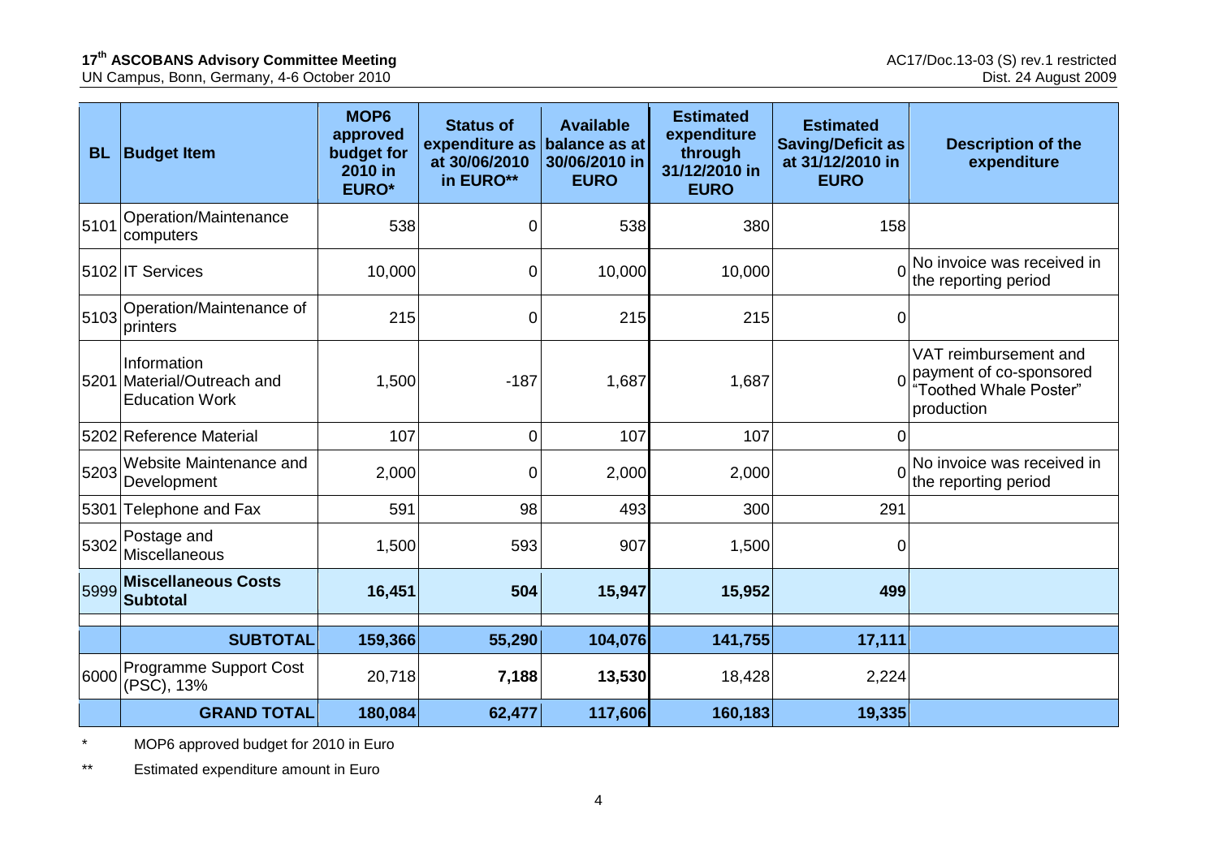| BL | Budget Item | MOP6 approved budget for 2010 in EURO* | Status of expenditure as at 30/06/2010 in EURO** | Available balance as at 30/06/2010 in EURO | Estimated expenditure through 31/12/2010 in EURO | Estimated Saving/Deficit as at 31/12/2010 in EURO | Description of the expenditure |
|---|---|---|---|---|---|---|---|
| 5101 | Operation/Maintenance computers | 538 | 0 | 538 | 380 | 158 | |
| 5102 | IT Services | 10,000 | 0 | 10,000 | 10,000 | 0 | No invoice was received in the reporting period |
| 5103 | Operation/Maintenance of printers | 215 | 0 | 215 | 215 | 0 | |
| 5201 | Information Material/Outreach and Education Work | 1,500 | -187 | 1,687 | 1,687 | 0 | VAT reimbursement and payment of co-sponsored "Toothed Whale Poster" production |
| 5202 | Reference Material | 107 | 0 | 107 | 107 | 0 | |
| 5203 | Website Maintenance and Development | 2,000 | 0 | 2,000 | 2,000 | 0 | No invoice was received in the reporting period |
| 5301 | Telephone and Fax | 591 | 98 | 493 | 300 | 291 | |
| 5302 | Postage and Miscellaneous | 1,500 | 593 | 907 | 1,500 | 0 | |
| 5999 | **Miscellaneous Costs Subtotal** | **16,451** | **504** | **15,947** | **15,952** | **499** | |
| | | | | | | | |
| | **SUBTOTAL** | **159,366** | **55,290** | **104,076** | **141,755** | **17,111** | |
| 6000 | Programme Support Cost (PSC), 13% | 20,718 | **7,188** | **13,530** | 18,428 | 2,224 | |
| | **GRAND TOTAL** | **180,084** | **62,477** | **117,606** | **160,183** | **19,335** | |

\* MOP6 approved budget for 2010 in Euro

\*\* Estimated expenditure amount in Euro